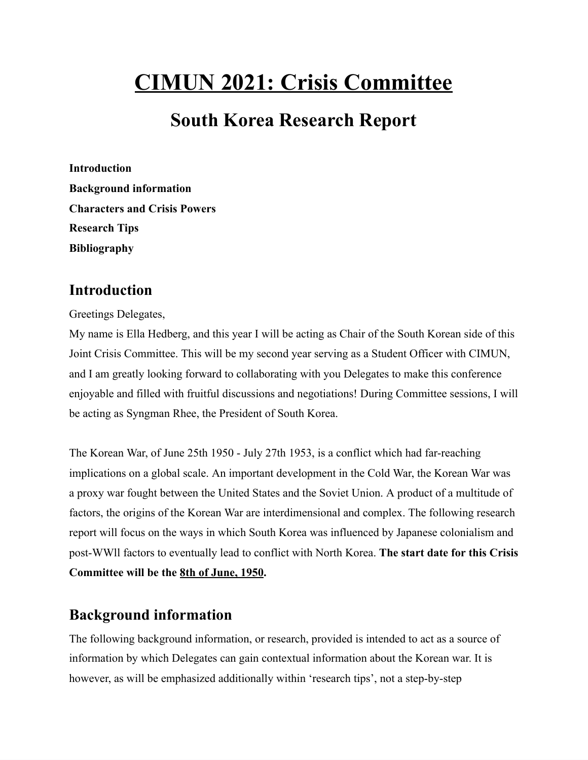# CIMUN 2021: Crisis Committee

## South Korea Research Report

**Introduction**
**Background information**
**Characters and Crisis Powers**
**Research Tips**
**Bibliography**

## Introduction

Greetings Delegates,
My name is Ella Hedberg, and this year I will be acting as Chair of the South Korean side of this Joint Crisis Committee. This will be my second year serving as a Student Officer with CIMUN, and I am greatly looking forward to collaborating with you Delegates to make this conference enjoyable and filled with fruitful discussions and negotiations! During Committee sessions, I will be acting as Syngman Rhee, the President of South Korea.

The Korean War, of June 25th 1950 - July 27th 1953, is a conflict which had far-reaching implications on a global scale. An important development in the Cold War, the Korean War was a proxy war fought between the United States and the Soviet Union. A product of a multitude of factors, the origins of the Korean War are interdimensional and complex. The following research report will focus on the ways in which South Korea was influenced by Japanese colonialism and post-WWll factors to eventually lead to conflict with North Korea. **The start date for this Crisis Committee will be the <u>8th of June, 1950</u>.**

## Background information

The following background information, or research, provided is intended to act as a source of information by which Delegates can gain contextual information about the Korean war. It is however, as will be emphasized additionally within 'research tips', not a step-by-step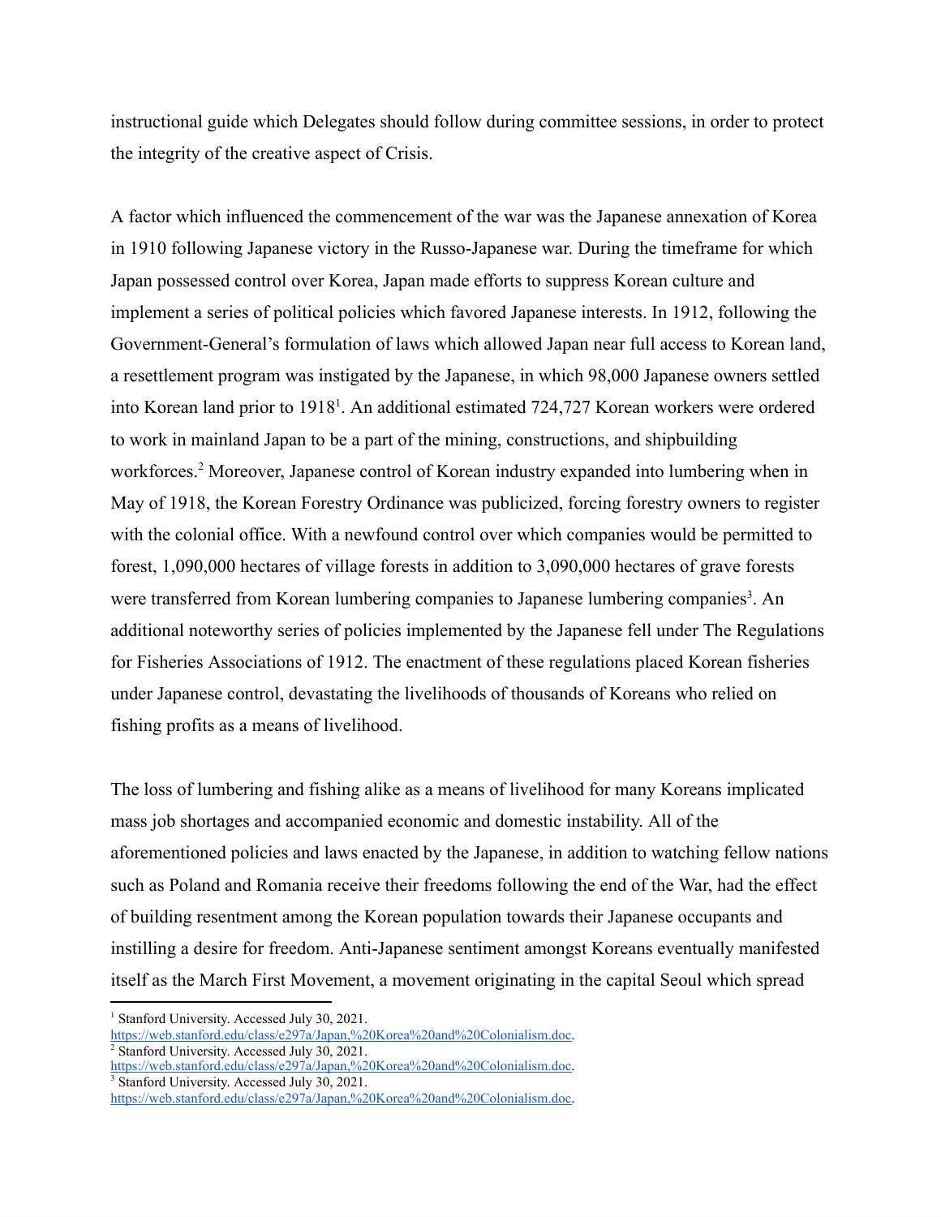instructional guide which Delegates should follow during committee sessions, in order to protect the integrity of the creative aspect of Crisis.

A factor which influenced the commencement of the war was the Japanese annexation of Korea in 1910 following Japanese victory in the Russo-Japanese war. During the timeframe for which Japan possessed control over Korea, Japan made efforts to suppress Korean culture and implement a series of political policies which favored Japanese interests. In 1912, following the Government-General's formulation of laws which allowed Japan near full access to Korean land, a resettlement program was instigated by the Japanese, in which 98,000 Japanese owners settled into Korean land prior to 1918[1]. An additional estimated 724,727 Korean workers were ordered to work in mainland Japan to be a part of the mining, constructions, and shipbuilding workforces.[2] Moreover, Japanese control of Korean industry expanded into lumbering when in May of 1918, the Korean Forestry Ordinance was publicized, forcing forestry owners to register with the colonial office. With a newfound control over which companies would be permitted to forest, 1,090,000 hectares of village forests in addition to 3,090,000 hectares of grave forests were transferred from Korean lumbering companies to Japanese lumbering companies[3]. An additional noteworthy series of policies implemented by the Japanese fell under The Regulations for Fisheries Associations of 1912. The enactment of these regulations placed Korean fisheries under Japanese control, devastating the livelihoods of thousands of Koreans who relied on fishing profits as a means of livelihood.

The loss of lumbering and fishing alike as a means of livelihood for many Koreans implicated mass job shortages and accompanied economic and domestic instability. All of the aforementioned policies and laws enacted by the Japanese, in addition to watching fellow nations such as Poland and Romania receive their freedoms following the end of the War, had the effect of building resentment among the Korean population towards their Japanese occupants and instilling a desire for freedom. Anti-Japanese sentiment amongst Koreans eventually manifested itself as the March First Movement, a movement originating in the capital Seoul which spread

---

[1] Stanford University. Accessed July 30, 2021. https://web.stanford.edu/class/e297a/Japan,%20Korea%20and%20Colonialism.doc.

[2] Stanford University. Accessed July 30, 2021. https://web.stanford.edu/class/e297a/Japan,%20Korea%20and%20Colonialism.doc.

[3] Stanford University. Accessed July 30, 2021. https://web.stanford.edu/class/e297a/Japan,%20Korea%20and%20Colonialism.doc.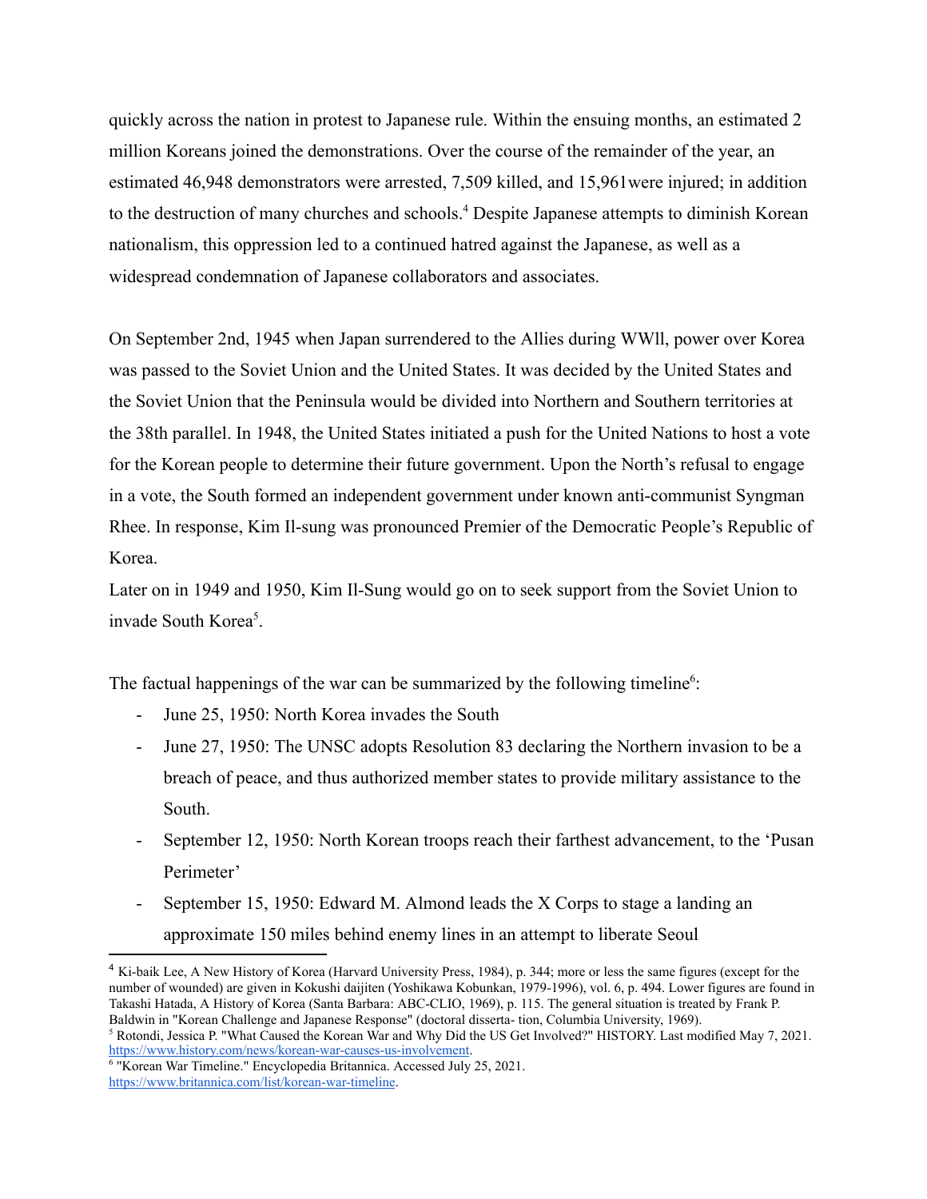quickly across the nation in protest to Japanese rule. Within the ensuing months, an estimated 2 million Koreans joined the demonstrations. Over the course of the remainder of the year, an estimated 46,948 demonstrators were arrested, 7,509 killed, and 15,961were injured; in addition to the destruction of many churches and schools.[4] Despite Japanese attempts to diminish Korean nationalism, this oppression led to a continued hatred against the Japanese, as well as a widespread condemnation of Japanese collaborators and associates.

On September 2nd, 1945 when Japan surrendered to the Allies during WWll, power over Korea was passed to the Soviet Union and the United States. It was decided by the United States and the Soviet Union that the Peninsula would be divided into Northern and Southern territories at the 38th parallel. In 1948, the United States initiated a push for the United Nations to host a vote for the Korean people to determine their future government. Upon the North's refusal to engage in a vote, the South formed an independent government under known anti-communist Syngman Rhee. In response, Kim Il-sung was pronounced Premier of the Democratic People's Republic of Korea.

Later on in 1949 and 1950, Kim Il-Sung would go on to seek support from the Soviet Union to invade South Korea[5].

The factual happenings of the war can be summarized by the following timeline[6]:

- June 25, 1950: North Korea invades the South
- June 27, 1950: The UNSC adopts Resolution 83 declaring the Northern invasion to be a breach of peace, and thus authorized member states to provide military assistance to the South.
- September 12, 1950: North Korean troops reach their farthest advancement, to the 'Pusan Perimeter'
- September 15, 1950: Edward M. Almond leads the X Corps to stage a landing an approximate 150 miles behind enemy lines in an attempt to liberate Seoul

---

[4] Ki-baik Lee, A New History of Korea (Harvard University Press, 1984), p. 344; more or less the same figures (except for the number of wounded) are given in Kokushi daijiten (Yoshikawa Kobunkan, 1979-1996), vol. 6, p. 494. Lower figures are found in Takashi Hatada, A History of Korea (Santa Barbara: ABC-CLIO, 1969), p. 115. The general situation is treated by Frank P. Baldwin in "Korean Challenge and Japanese Response" (doctoral disserta- tion, Columbia University, 1969).

[5] Rotondi, Jessica P. "What Caused the Korean War and Why Did the US Get Involved?" HISTORY. Last modified May 7, 2021. https://www.history.com/news/korean-war-causes-us-involvement.

[6] "Korean War Timeline." Encyclopedia Britannica. Accessed July 25, 2021. https://www.britannica.com/list/korean-war-timeline.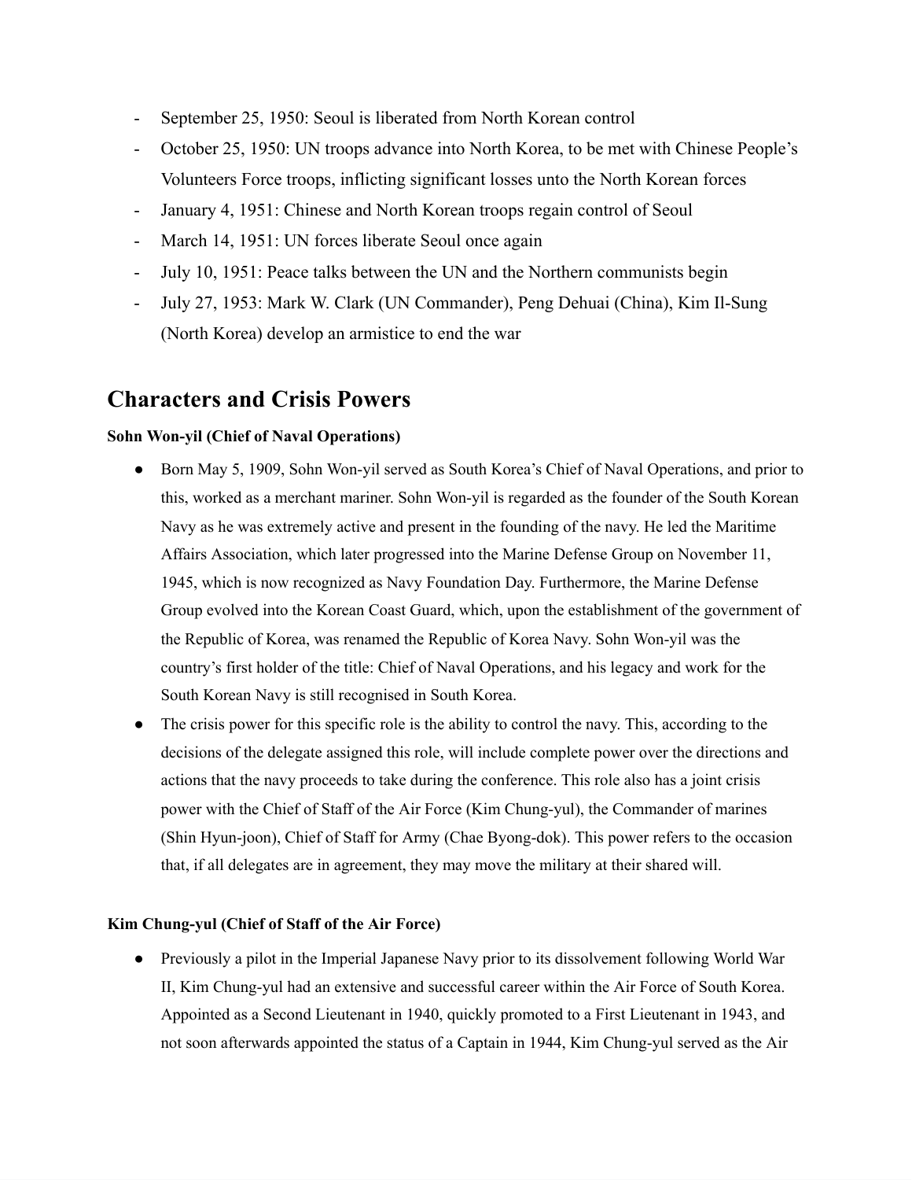- September 25, 1950: Seoul is liberated from North Korean control
- October 25, 1950: UN troops advance into North Korea, to be met with Chinese People's Volunteers Force troops, inflicting significant losses unto the North Korean forces
- January 4, 1951: Chinese and North Korean troops regain control of Seoul
- March 14, 1951: UN forces liberate Seoul once again
- July 10, 1951: Peace talks between the UN and the Northern communists begin
- July 27, 1953: Mark W. Clark (UN Commander), Peng Dehuai (China), Kim Il-Sung (North Korea) develop an armistice to end the war

## Characters and Crisis Powers

**Sohn Won-yil (Chief of Naval Operations)**

- Born May 5, 1909, Sohn Won-yil served as South Korea's Chief of Naval Operations, and prior to this, worked as a merchant mariner. Sohn Won-yil is regarded as the founder of the South Korean Navy as he was extremely active and present in the founding of the navy. He led the Maritime Affairs Association, which later progressed into the Marine Defense Group on November 11, 1945, which is now recognized as Navy Foundation Day. Furthermore, the Marine Defense Group evolved into the Korean Coast Guard, which, upon the establishment of the government of the Republic of Korea, was renamed the Republic of Korea Navy. Sohn Won-yil was the country's first holder of the title: Chief of Naval Operations, and his legacy and work for the South Korean Navy is still recognised in South Korea.
- The crisis power for this specific role is the ability to control the navy. This, according to the decisions of the delegate assigned this role, will include complete power over the directions and actions that the navy proceeds to take during the conference. This role also has a joint crisis power with the Chief of Staff of the Air Force (Kim Chung-yul), the Commander of marines (Shin Hyun-joon), Chief of Staff for Army (Chae Byong-dok). This power refers to the occasion that, if all delegates are in agreement, they may move the military at their shared will.

**Kim Chung-yul (Chief of Staff of the Air Force)**

- Previously a pilot in the Imperial Japanese Navy prior to its dissolvement following World War II, Kim Chung-yul had an extensive and successful career within the Air Force of South Korea. Appointed as a Second Lieutenant in 1940, quickly promoted to a First Lieutenant in 1943, and not soon afterwards appointed the status of a Captain in 1944, Kim Chung-yul served as the Air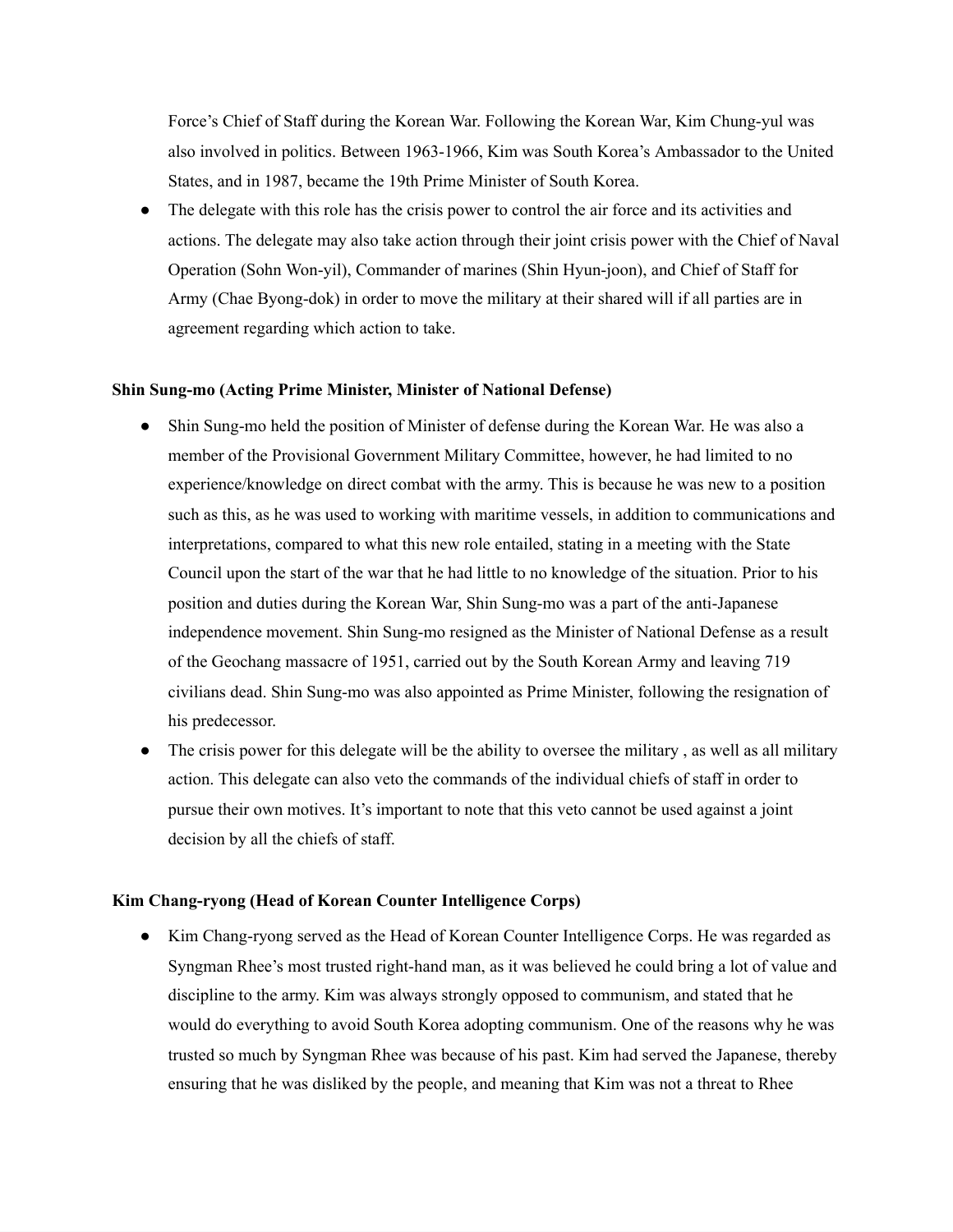Force's Chief of Staff during the Korean War. Following the Korean War, Kim Chung-yul was also involved in politics. Between 1963-1966, Kim was South Korea's Ambassador to the United States, and in 1987, became the 19th Prime Minister of South Korea.

- The delegate with this role has the crisis power to control the air force and its activities and actions. The delegate may also take action through their joint crisis power with the Chief of Naval Operation (Sohn Won-yil), Commander of marines (Shin Hyun-joon), and Chief of Staff for Army (Chae Byong-dok) in order to move the military at their shared will if all parties are in agreement regarding which action to take.

**Shin Sung-mo (Acting Prime Minister, Minister of National Defense)**

- Shin Sung-mo held the position of Minister of defense during the Korean War. He was also a member of the Provisional Government Military Committee, however, he had limited to no experience/knowledge on direct combat with the army. This is because he was new to a position such as this, as he was used to working with maritime vessels, in addition to communications and interpretations, compared to what this new role entailed, stating in a meeting with the State Council upon the start of the war that he had little to no knowledge of the situation. Prior to his position and duties during the Korean War, Shin Sung-mo was a part of the anti-Japanese independence movement. Shin Sung-mo resigned as the Minister of National Defense as a result of the Geochang massacre of 1951, carried out by the South Korean Army and leaving 719 civilians dead. Shin Sung-mo was also appointed as Prime Minister, following the resignation of his predecessor.
- The crisis power for this delegate will be the ability to oversee the military , as well as all military action. This delegate can also veto the commands of the individual chiefs of staff in order to pursue their own motives. It's important to note that this veto cannot be used against a joint decision by all the chiefs of staff.

**Kim Chang-ryong (Head of Korean Counter Intelligence Corps)**

- Kim Chang-ryong served as the Head of Korean Counter Intelligence Corps. He was regarded as Syngman Rhee's most trusted right-hand man, as it was believed he could bring a lot of value and discipline to the army. Kim was always strongly opposed to communism, and stated that he would do everything to avoid South Korea adopting communism. One of the reasons why he was trusted so much by Syngman Rhee was because of his past. Kim had served the Japanese, thereby ensuring that he was disliked by the people, and meaning that Kim was not a threat to Rhee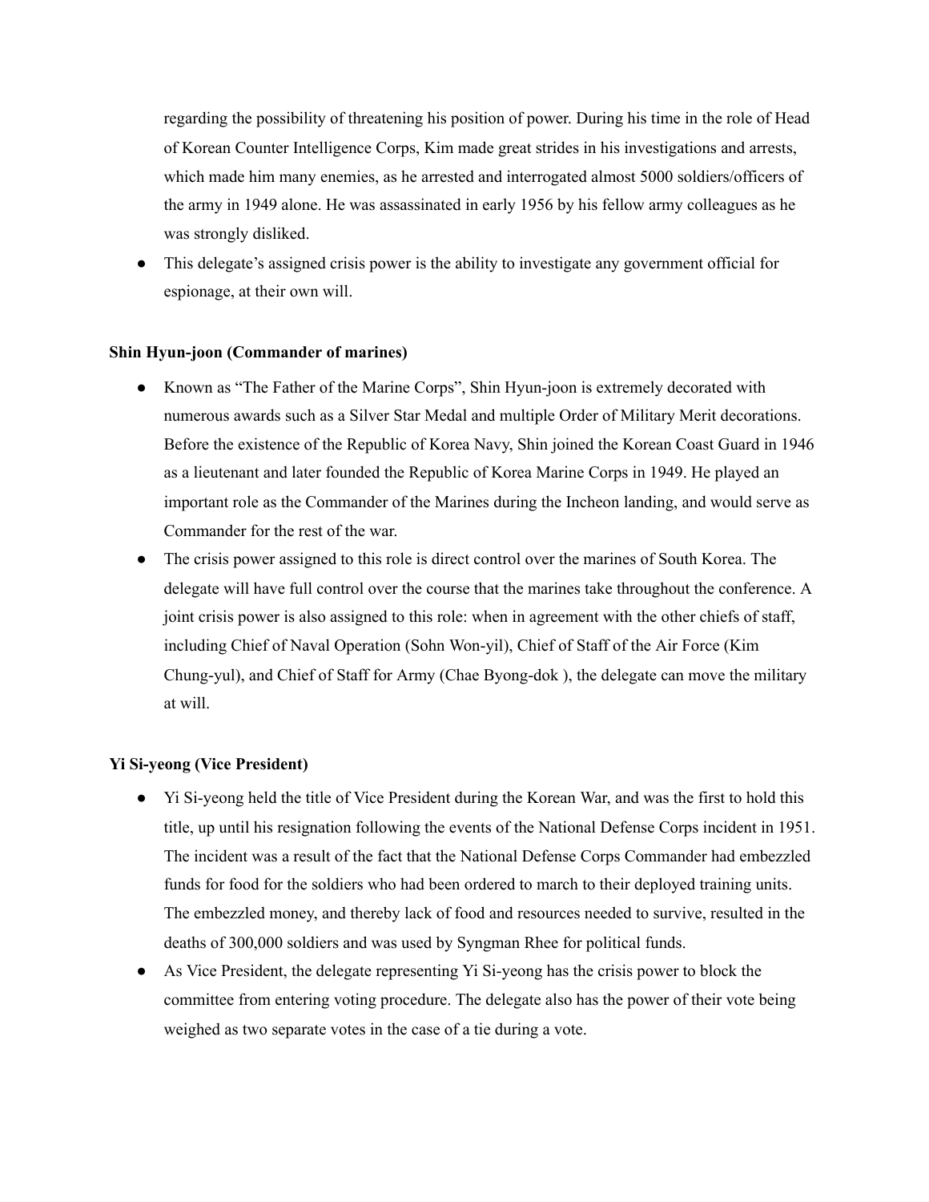regarding the possibility of threatening his position of power. During his time in the role of Head of Korean Counter Intelligence Corps, Kim made great strides in his investigations and arrests, which made him many enemies, as he arrested and interrogated almost 5000 soldiers/officers of the army in 1949 alone. He was assassinated in early 1956 by his fellow army colleagues as he was strongly disliked.

- This delegate's assigned crisis power is the ability to investigate any government official for espionage, at their own will.

**Shin Hyun-joon (Commander of marines)**

- Known as "The Father of the Marine Corps", Shin Hyun-joon is extremely decorated with numerous awards such as a Silver Star Medal and multiple Order of Military Merit decorations. Before the existence of the Republic of Korea Navy, Shin joined the Korean Coast Guard in 1946 as a lieutenant and later founded the Republic of Korea Marine Corps in 1949. He played an important role as the Commander of the Marines during the Incheon landing, and would serve as Commander for the rest of the war.
- The crisis power assigned to this role is direct control over the marines of South Korea. The delegate will have full control over the course that the marines take throughout the conference. A joint crisis power is also assigned to this role: when in agreement with the other chiefs of staff, including Chief of Naval Operation (Sohn Won-yil), Chief of Staff of the Air Force (Kim Chung-yul), and Chief of Staff for Army (Chae Byong-dok ), the delegate can move the military at will.

**Yi Si-yeong (Vice President)**

- Yi Si-yeong held the title of Vice President during the Korean War, and was the first to hold this title, up until his resignation following the events of the National Defense Corps incident in 1951. The incident was a result of the fact that the National Defense Corps Commander had embezzled funds for food for the soldiers who had been ordered to march to their deployed training units. The embezzled money, and thereby lack of food and resources needed to survive, resulted in the deaths of 300,000 soldiers and was used by Syngman Rhee for political funds.
- As Vice President, the delegate representing Yi Si-yeong has the crisis power to block the committee from entering voting procedure. The delegate also has the power of their vote being weighed as two separate votes in the case of a tie during a vote.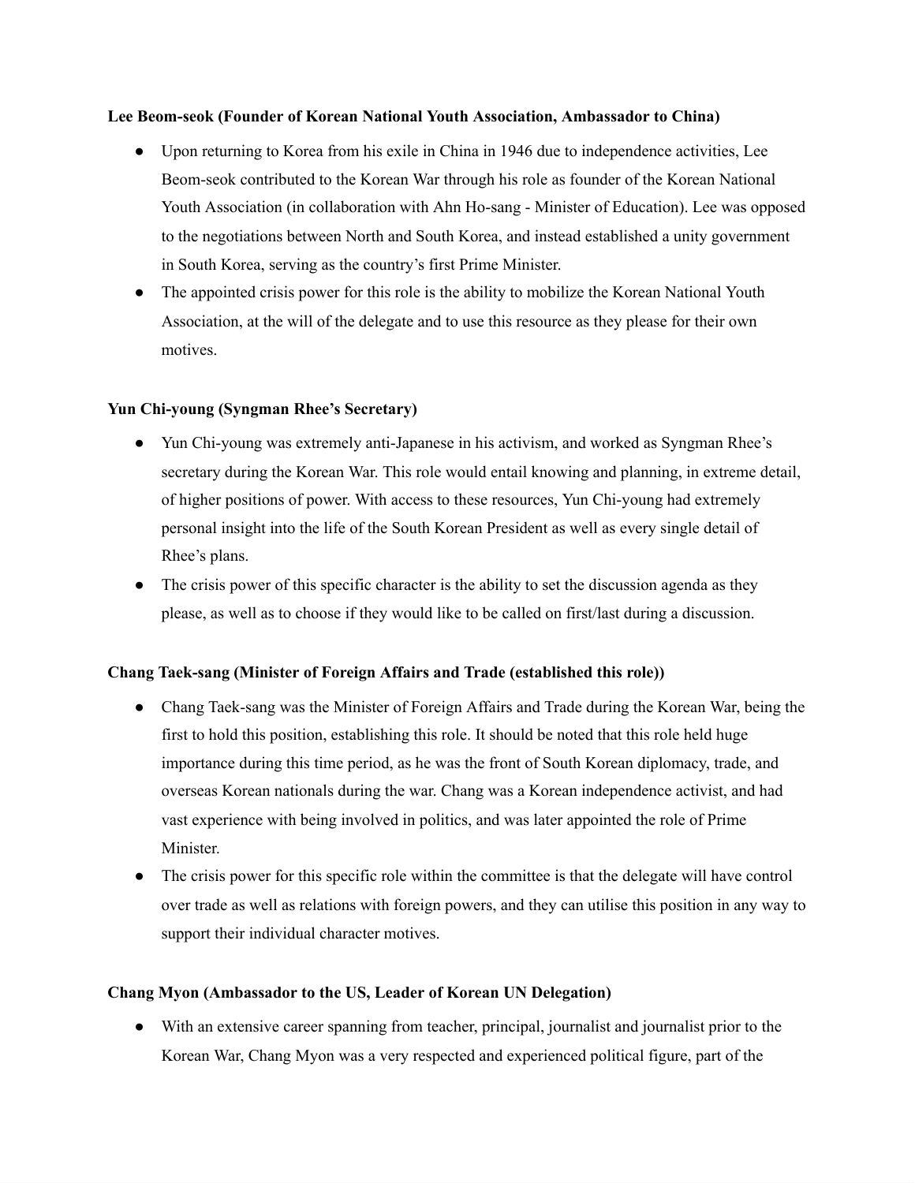**Lee Beom-seok (Founder of Korean National Youth Association, Ambassador to China)**

- Upon returning to Korea from his exile in China in 1946 due to independence activities, Lee Beom-seok contributed to the Korean War through his role as founder of the Korean National Youth Association (in collaboration with Ahn Ho-sang - Minister of Education). Lee was opposed to the negotiations between North and South Korea, and instead established a unity government in South Korea, serving as the country's first Prime Minister.
- The appointed crisis power for this role is the ability to mobilize the Korean National Youth Association, at the will of the delegate and to use this resource as they please for their own motives.

**Yun Chi-young (Syngman Rhee's Secretary)**

- Yun Chi-young was extremely anti-Japanese in his activism, and worked as Syngman Rhee's secretary during the Korean War. This role would entail knowing and planning, in extreme detail, of higher positions of power. With access to these resources, Yun Chi-young had extremely personal insight into the life of the South Korean President as well as every single detail of Rhee's plans.
- The crisis power of this specific character is the ability to set the discussion agenda as they please, as well as to choose if they would like to be called on first/last during a discussion.

**Chang Taek-sang (Minister of Foreign Affairs and Trade (established this role))**

- Chang Taek-sang was the Minister of Foreign Affairs and Trade during the Korean War, being the first to hold this position, establishing this role. It should be noted that this role held huge importance during this time period, as he was the front of South Korean diplomacy, trade, and overseas Korean nationals during the war. Chang was a Korean independence activist, and had vast experience with being involved in politics, and was later appointed the role of Prime Minister.
- The crisis power for this specific role within the committee is that the delegate will have control over trade as well as relations with foreign powers, and they can utilise this position in any way to support their individual character motives.

**Chang Myon (Ambassador to the US, Leader of Korean UN Delegation)**

- With an extensive career spanning from teacher, principal, journalist and journalist prior to the Korean War, Chang Myon was a very respected and experienced political figure, part of the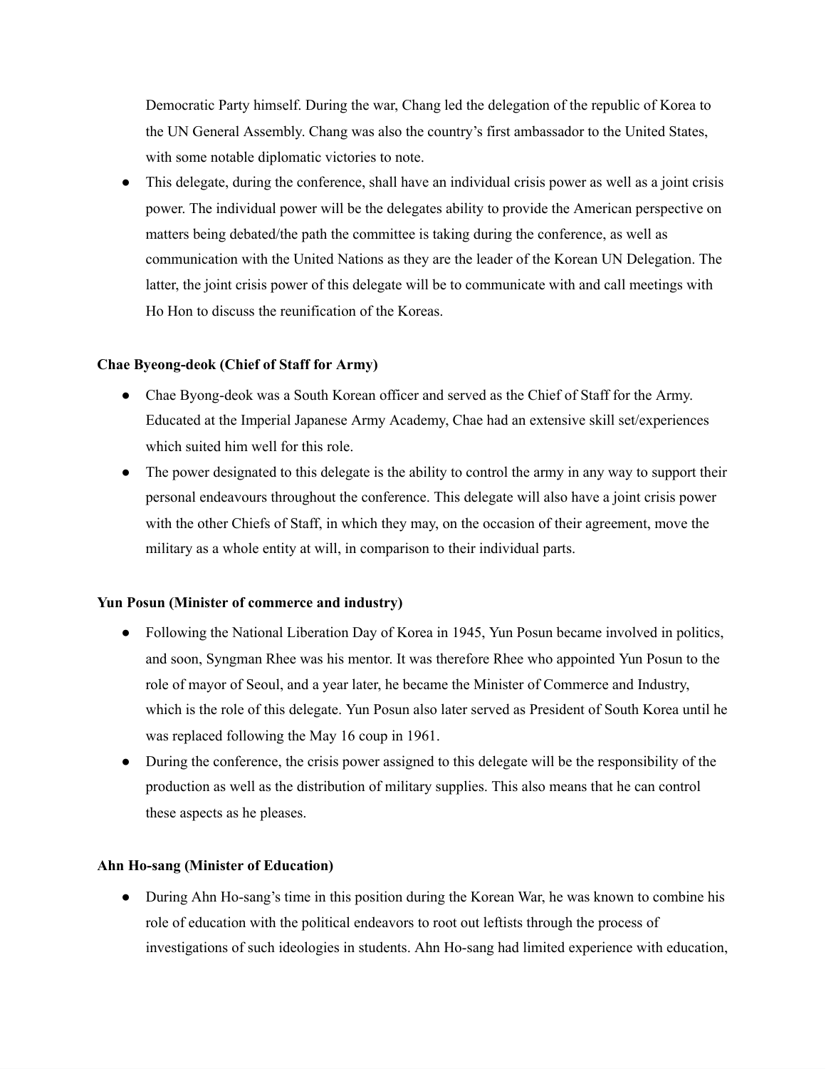Democratic Party himself. During the war, Chang led the delegation of the republic of Korea to the UN General Assembly. Chang was also the country's first ambassador to the United States, with some notable diplomatic victories to note.

- This delegate, during the conference, shall have an individual crisis power as well as a joint crisis power. The individual power will be the delegates ability to provide the American perspective on matters being debated/the path the committee is taking during the conference, as well as communication with the United Nations as they are the leader of the Korean UN Delegation. The latter, the joint crisis power of this delegate will be to communicate with and call meetings with Ho Hon to discuss the reunification of the Koreas.

**Chae Byeong-deok (Chief of Staff for Army)**

- Chae Byong-deok was a South Korean officer and served as the Chief of Staff for the Army. Educated at the Imperial Japanese Army Academy, Chae had an extensive skill set/experiences which suited him well for this role.
- The power designated to this delegate is the ability to control the army in any way to support their personal endeavours throughout the conference. This delegate will also have a joint crisis power with the other Chiefs of Staff, in which they may, on the occasion of their agreement, move the military as a whole entity at will, in comparison to their individual parts.

**Yun Posun (Minister of commerce and industry)**

- Following the National Liberation Day of Korea in 1945, Yun Posun became involved in politics, and soon, Syngman Rhee was his mentor. It was therefore Rhee who appointed Yun Posun to the role of mayor of Seoul, and a year later, he became the Minister of Commerce and Industry, which is the role of this delegate. Yun Posun also later served as President of South Korea until he was replaced following the May 16 coup in 1961.
- During the conference, the crisis power assigned to this delegate will be the responsibility of the production as well as the distribution of military supplies. This also means that he can control these aspects as he pleases.

**Ahn Ho-sang (Minister of Education)**

- During Ahn Ho-sang's time in this position during the Korean War, he was known to combine his role of education with the political endeavors to root out leftists through the process of investigations of such ideologies in students. Ahn Ho-sang had limited experience with education,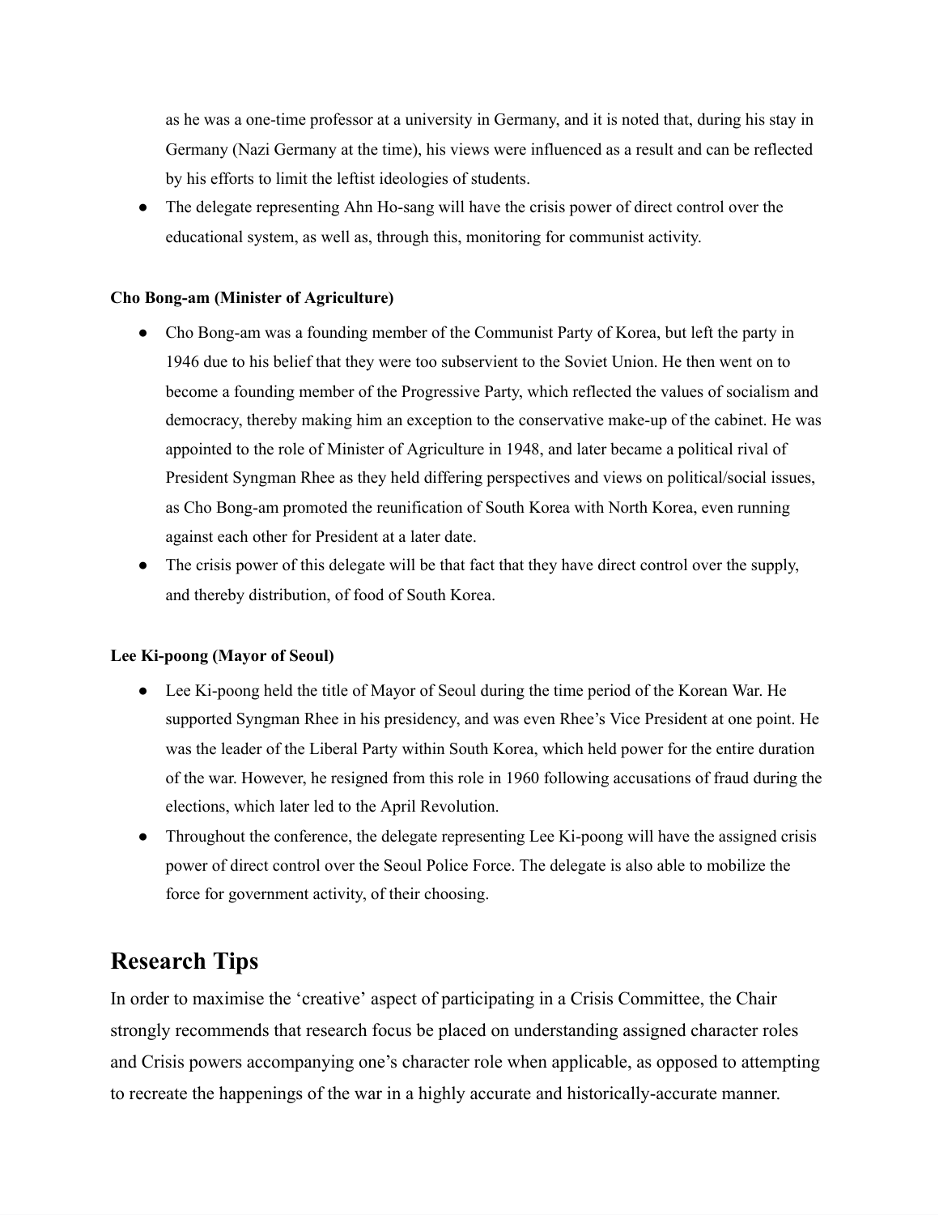as he was a one-time professor at a university in Germany, and it is noted that, during his stay in Germany (Nazi Germany at the time), his views were influenced as a result and can be reflected by his efforts to limit the leftist ideologies of students.

- The delegate representing Ahn Ho-sang will have the crisis power of direct control over the educational system, as well as, through this, monitoring for communist activity.

**Cho Bong-am (Minister of Agriculture)**

- Cho Bong-am was a founding member of the Communist Party of Korea, but left the party in 1946 due to his belief that they were too subservient to the Soviet Union. He then went on to become a founding member of the Progressive Party, which reflected the values of socialism and democracy, thereby making him an exception to the conservative make-up of the cabinet. He was appointed to the role of Minister of Agriculture in 1948, and later became a political rival of President Syngman Rhee as they held differing perspectives and views on political/social issues, as Cho Bong-am promoted the reunification of South Korea with North Korea, even running against each other for President at a later date.
- The crisis power of this delegate will be that fact that they have direct control over the supply, and thereby distribution, of food of South Korea.

**Lee Ki-poong (Mayor of Seoul)**

- Lee Ki-poong held the title of Mayor of Seoul during the time period of the Korean War. He supported Syngman Rhee in his presidency, and was even Rhee's Vice President at one point. He was the leader of the Liberal Party within South Korea, which held power for the entire duration of the war. However, he resigned from this role in 1960 following accusations of fraud during the elections, which later led to the April Revolution.
- Throughout the conference, the delegate representing Lee Ki-poong will have the assigned crisis power of direct control over the Seoul Police Force. The delegate is also able to mobilize the force for government activity, of their choosing.

## Research Tips

In order to maximise the 'creative' aspect of participating in a Crisis Committee, the Chair strongly recommends that research focus be placed on understanding assigned character roles and Crisis powers accompanying one's character role when applicable, as opposed to attempting to recreate the happenings of the war in a highly accurate and historically-accurate manner.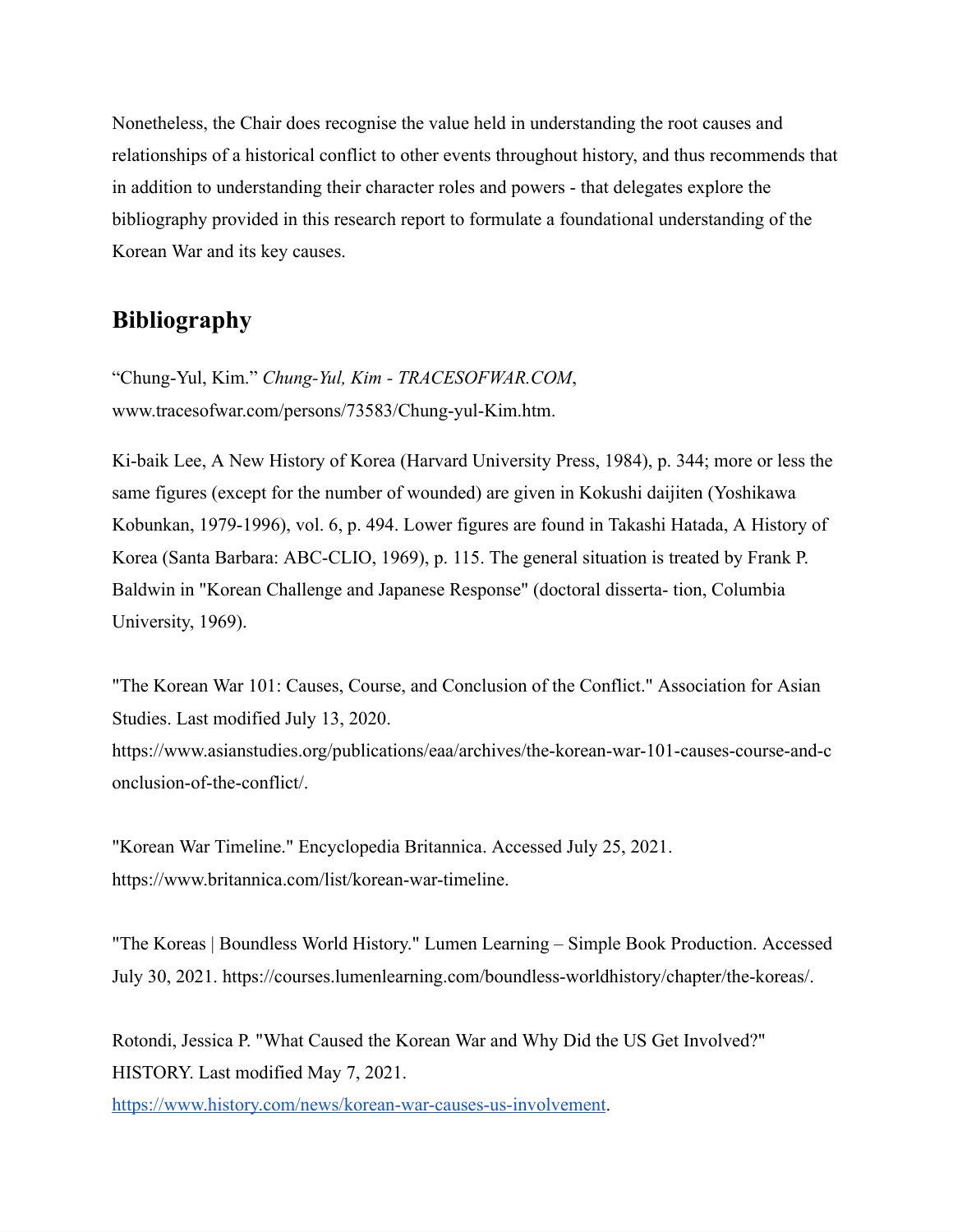Nonetheless, the Chair does recognise the value held in understanding the root causes and relationships of a historical conflict to other events throughout history, and thus recommends that in addition to understanding their character roles and powers - that delegates explore the bibliography provided in this research report to formulate a foundational understanding of the Korean War and its key causes.

## Bibliography

"Chung-Yul, Kim." *Chung-Yul, Kim - TRACESOFWAR.COM*, www.tracesofwar.com/persons/73583/Chung-yul-Kim.htm.

Ki-baik Lee, A New History of Korea (Harvard University Press, 1984), p. 344; more or less the same figures (except for the number of wounded) are given in Kokushi daijiten (Yoshikawa Kobunkan, 1979-1996), vol. 6, p. 494. Lower figures are found in Takashi Hatada, A History of Korea (Santa Barbara: ABC-CLIO, 1969), p. 115. The general situation is treated by Frank P. Baldwin in "Korean Challenge and Japanese Response" (doctoral disserta- tion, Columbia University, 1969).

"The Korean War 101: Causes, Course, and Conclusion of the Conflict." Association for Asian Studies. Last modified July 13, 2020. https://www.asianstudies.org/publications/eaa/archives/the-korean-war-101-causes-course-and-conclusion-of-the-conflict/.

"Korean War Timeline." Encyclopedia Britannica. Accessed July 25, 2021. https://www.britannica.com/list/korean-war-timeline.

"The Koreas | Boundless World History." Lumen Learning – Simple Book Production. Accessed July 30, 2021. https://courses.lumenlearning.com/boundless-worldhistory/chapter/the-koreas/.

Rotondi, Jessica P. "What Caused the Korean War and Why Did the US Get Involved?" HISTORY. Last modified May 7, 2021. https://www.history.com/news/korean-war-causes-us-involvement.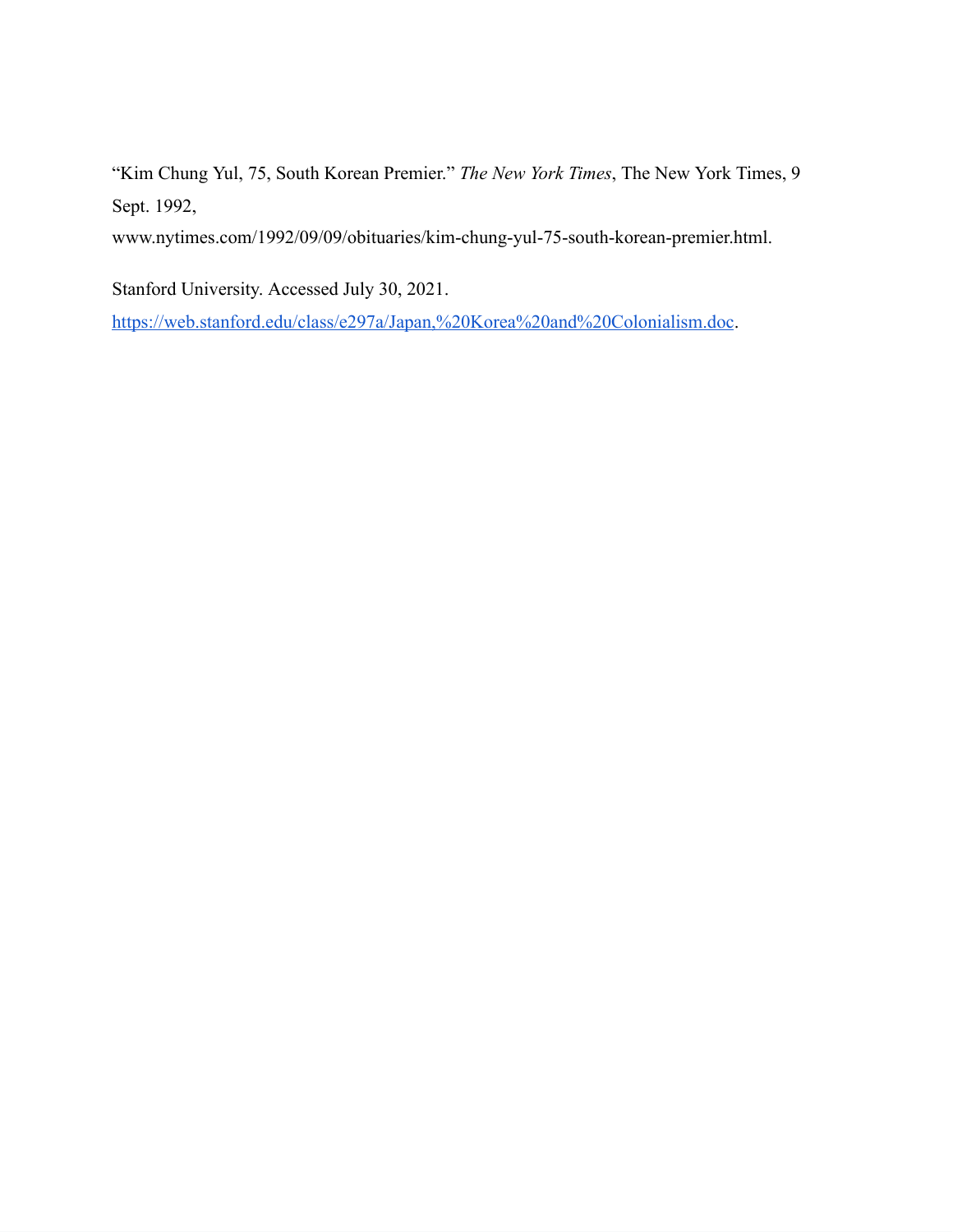"Kim Chung Yul, 75, South Korean Premier." *The New York Times*, The New York Times, 9 Sept. 1992, www.nytimes.com/1992/09/09/obituaries/kim-chung-yul-75-south-korean-premier.html.

Stanford University. Accessed July 30, 2021. https://web.stanford.edu/class/e297a/Japan,%20Korea%20and%20Colonialism.doc.